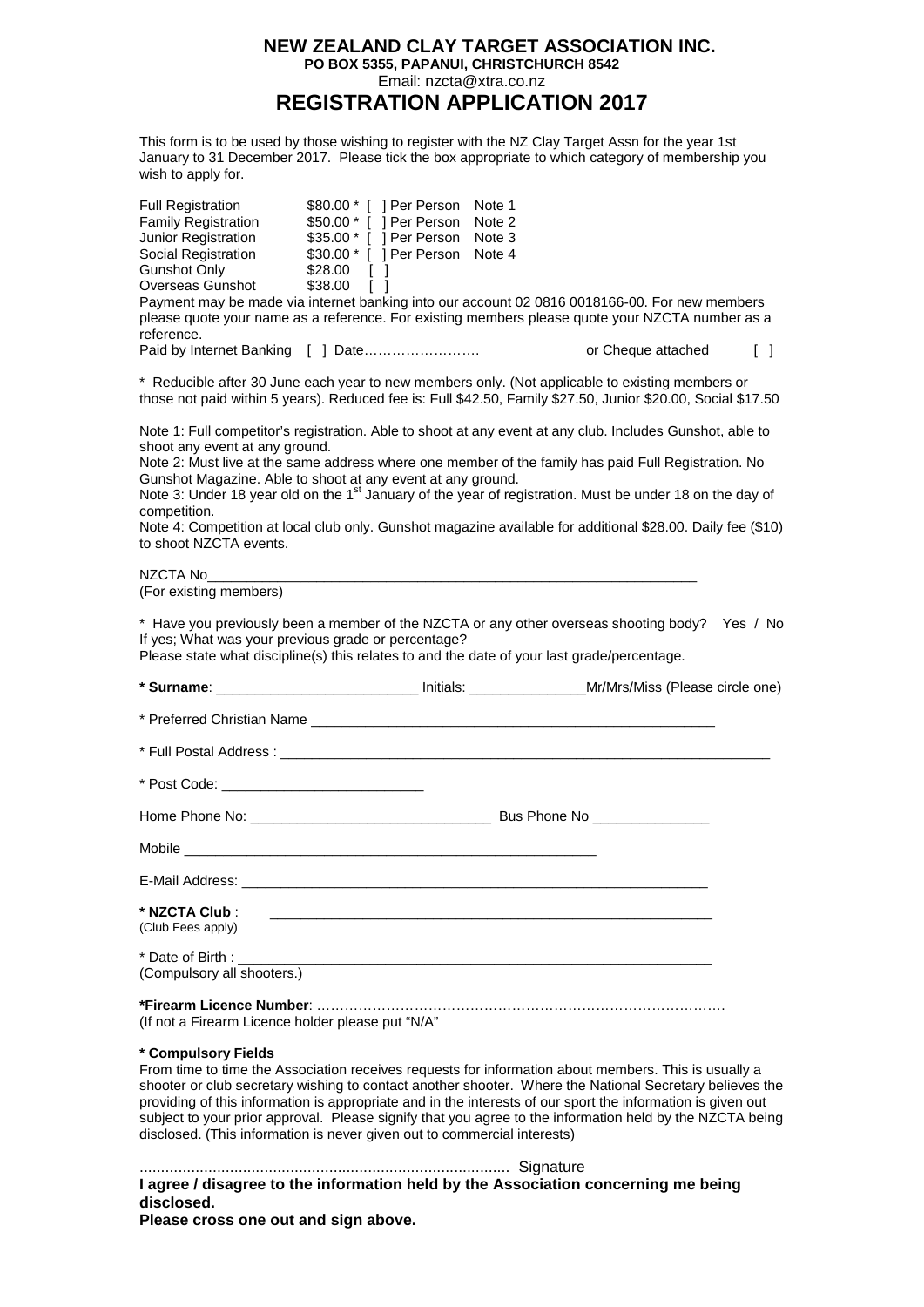# NEW ZEALAND CLAY TARGET ASSOCIATION INC.

**PO BOX 5355, PAPANUI, CHRISTCHURCH 8542**

Email: nzcta@xtra.co.nz

## REGISTRATION APPLICATION 2017

This form is to be used by those wishing to register with the NZ Clay Target Assn for the year 1st January to 31 December 2017. Please tick the box appropriate to which category of membership you wish to apply for.

| | | | | |
|---|---|---|---|---|
| Full Registration | $80.00 * | [ ] | Per Person | Note 1 |
| Family Registration | $50.00 * | [ ] | Per Person | Note 2 |
| Junior Registration | $35.00 * | [ ] | Per Person | Note 3 |
| Social Registration | $30.00 * | [ ] | Per Person | Note 4 |
| Gunshot Only | $28.00 | [ ] | | |
| Overseas Gunshot | $38.00 | [ ] | | |

Payment may be made via internet banking into our account 02 0816 0018166-00. For new members please quote your name as a reference. For existing members please quote your NZCTA number as a reference.

Paid by Internet Banking [ ] Date……………………. or Cheque attached [ ]

* Reducible after 30 June each year to new members only. (Not applicable to existing members or those not paid within 5 years). Reduced fee is: Full $42.50, Family $27.50, Junior $20.00, Social $17.50

Note 1: Full competitor's registration. Able to shoot at any event at any club. Includes Gunshot, able to shoot any event at any ground.

Note 2: Must live at the same address where one member of the family has paid Full Registration. No Gunshot Magazine. Able to shoot at any event at any ground.

Note 3: Under 18 year old on the 1st January of the year of registration. Must be under 18 on the day of competition.

Note 4: Competition at local club only. Gunshot magazine available for additional $28.00. Daily fee ($10) to shoot NZCTA events.

NZCTA No_______________________________________________________________

(For existing members)

* Have you previously been a member of the NZCTA or any other overseas shooting body? Yes / No

If yes; What was your previous grade or percentage?

Please state what discipline(s) this relates to and the date of your last grade/percentage.

**\* Surname**: _________________________ Initials: _______________Mr/Mrs/Miss (Please circle one)

* Preferred Christian Name _____________________________________________________

* Full Postal Address : _______________________________________________________________

* Post Code: _________________________

Home Phone No: ______________________________ Bus Phone No _______________

Mobile ______________________________________________________

E-Mail Address: ____________________________________________________________

**\* NZCTA Club** : _________________________________________________________

(Club Fees apply)

* Date of Birth : _____________________________________________________________

(Compulsory all shooters.)

**\*Firearm Licence Number**: ………………………………………………………………………………

(If not a Firearm Licence holder please put "N/A"

**\* Compulsory Fields**

From time to time the Association receives requests for information about members. This is usually a shooter or club secretary wishing to contact another shooter. Where the National Secretary believes the providing of this information is appropriate and in the interests of our sport the information is given out subject to your prior approval. Please signify that you agree to the information held by the NZCTA being disclosed. (This information is never given out to commercial interests)

....................................................................................... Signature

**I agree / disagree to the information held by the Association concerning me being disclosed.**

**Please cross one out and sign above.**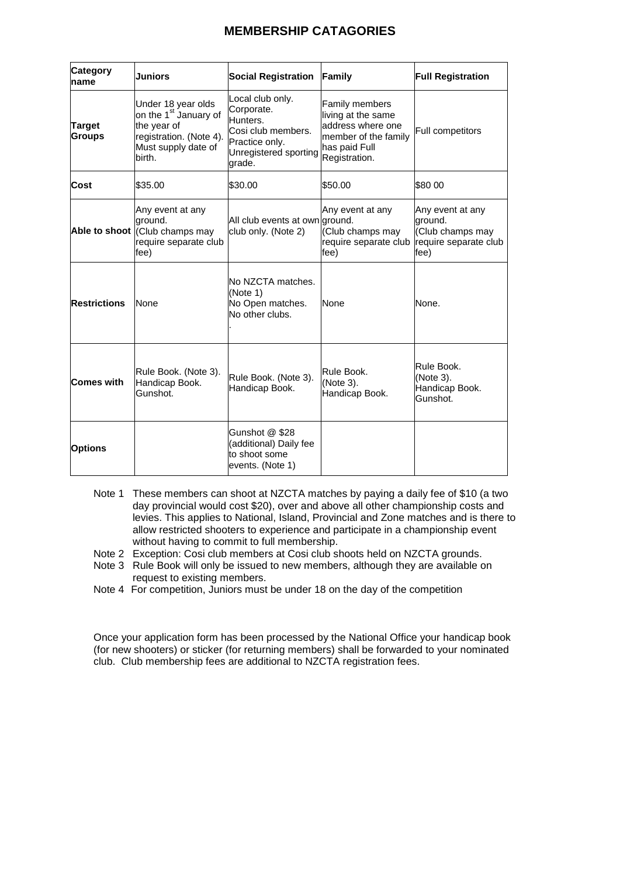## MEMBERSHIP CATAGORIES

| Category name | Juniors | Social Registration | Family | Full Registration |
|---|---|---|---|---|
| **Target Groups** | Under 18 year olds on the 1st January of the year of registration. (Note 4). Must supply date of birth. | Local club only. Corporate. Hunters. Cosi club members. Practice only. Unregistered sporting grade. | Family members living at the same address where one member of the family has paid Full Registration. | Full competitors |
| **Cost** | $35.00 | $30.00 | $50.00 | $80 00 |
| **Able to shoot** | Any event at any ground. (Club champs may require separate club fee) | All club events at own club only. (Note 2) | Any event at any ground. (Club champs may require separate club fee) | Any event at any ground. (Club champs may require separate club fee) |
| **Restrictions** | None | No NZCTA matches. (Note 1) No Open matches. No other clubs. . | None | None. |
| **Comes with** | Rule Book. (Note 3). Handicap Book. Gunshot. | Rule Book. (Note 3). Handicap Book. | Rule Book. (Note 3). Handicap Book. | Rule Book. (Note 3). Handicap Book. Gunshot. |
| **Options** | | Gunshot @ $28 (additional) Daily fee to shoot some events. (Note 1) | | |

Note 1 These members can shoot at NZCTA matches by paying a daily fee of $10 (a two day provincial would cost $20), over and above all other championship costs and levies. This applies to National, Island, Provincial and Zone matches and is there to allow restricted shooters to experience and participate in a championship event without having to commit to full membership.

Note 2 Exception: Cosi club members at Cosi club shoots held on NZCTA grounds.

Note 3 Rule Book will only be issued to new members, although they are available on request to existing members.

Note 4 For competition, Juniors must be under 18 on the day of the competition

Once your application form has been processed by the National Office your handicap book (for new shooters) or sticker (for returning members) shall be forwarded to your nominated club. Club membership fees are additional to NZCTA registration fees.